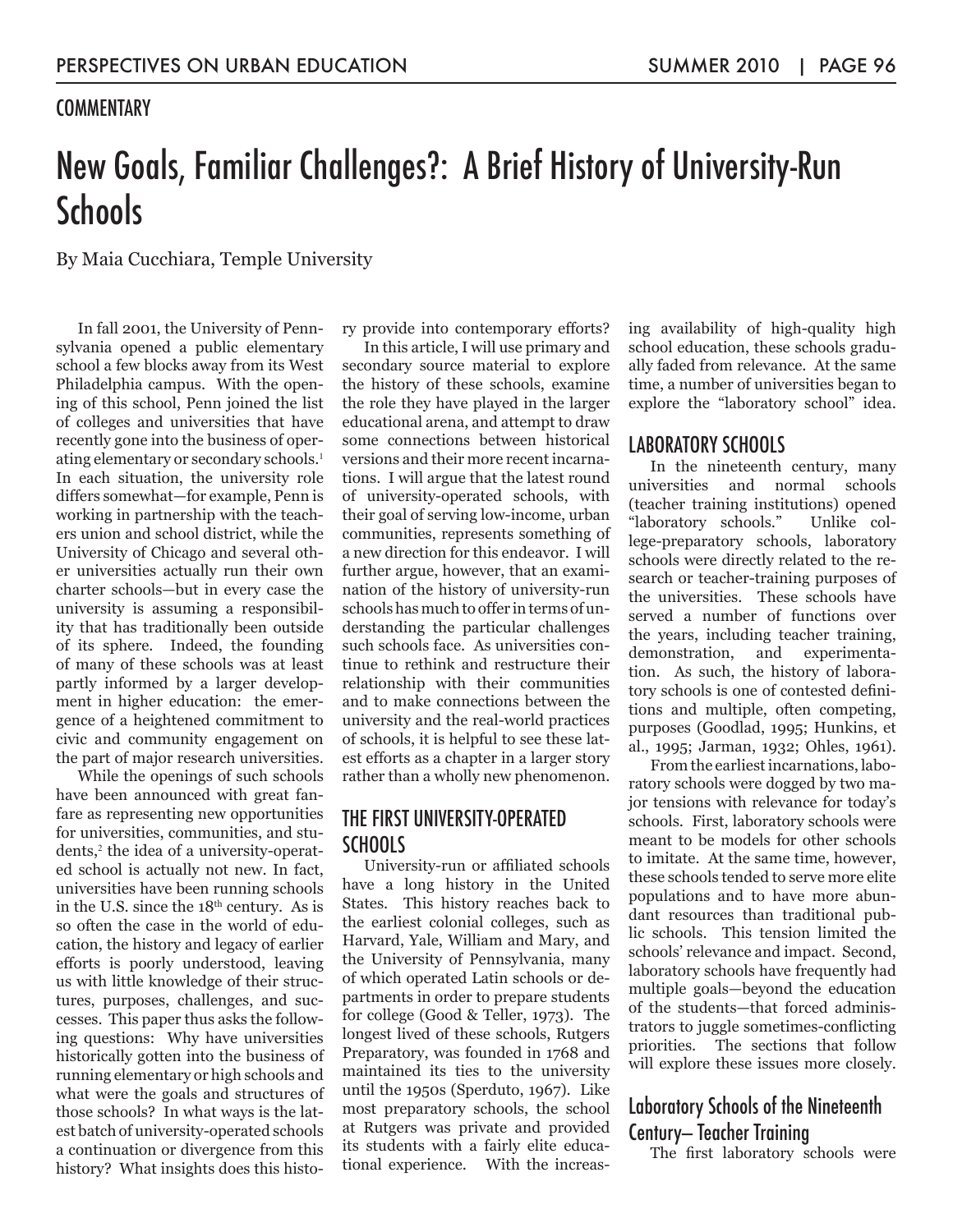COMMENTARY

# New Goals, Familiar Challenges?: A Brief History of University-Run Schools

By Maia Cucchiara, Temple University

In fall 2001, the University of Pennsylvania opened a public elementary school a few blocks away from its West Philadelphia campus. With the opening of this school, Penn joined the list of colleges and universities that have recently gone into the business of operating elementary or secondary schools.[1] In each situation, the university role differs somewhat—for example, Penn is working in partnership with the teachers union and school district, while the University of Chicago and several other universities actually run their own charter schools—but in every case the university is assuming a responsibility that has traditionally been outside of its sphere. Indeed, the founding of many of these schools was at least partly informed by a larger development in higher education: the emergence of a heightened commitment to civic and community engagement on the part of major research universities.

While the openings of such schools have been announced with great fanfare as representing new opportunities for universities, communities, and students,[2] the idea of a university-operated school is actually not new. In fact, universities have been running schools in the U.S. since the 18th century. As is so often the case in the world of education, the history and legacy of earlier efforts is poorly understood, leaving us with little knowledge of their structures, purposes, challenges, and successes. This paper thus asks the following questions: Why have universities historically gotten into the business of running elementary or high schools and what were the goals and structures of those schools? In what ways is the latest batch of university-operated schools a continuation or divergence from this history? What insights does this history provide into contemporary efforts?

In this article, I will use primary and secondary source material to explore the history of these schools, examine the role they have played in the larger educational arena, and attempt to draw some connections between historical versions and their more recent incarnations. I will argue that the latest round of university-operated schools, with their goal of serving low-income, urban communities, represents something of a new direction for this endeavor. I will further argue, however, that an examination of the history of university-run schools has much to offer in terms of understanding the particular challenges such schools face. As universities continue to rethink and restructure their relationship with their communities and to make connections between the university and the real-world practices of schools, it is helpful to see these latest efforts as a chapter in a larger story rather than a wholly new phenomenon.

## THE FIRST UNIVERSITY-OPERATED SCHOOLS

University-run or affiliated schools have a long history in the United States. This history reaches back to the earliest colonial colleges, such as Harvard, Yale, William and Mary, and the University of Pennsylvania, many of which operated Latin schools or departments in order to prepare students for college (Good & Teller, 1973). The longest lived of these schools, Rutgers Preparatory, was founded in 1768 and maintained its ties to the university until the 1950s (Sperduto, 1967). Like most preparatory schools, the school at Rutgers was private and provided its students with a fairly elite educational experience. With the increasing availability of high-quality high school education, these schools gradually faded from relevance. At the same time, a number of universities began to explore the "laboratory school" idea.

## LABORATORY SCHOOLS

In the nineteenth century, many universities and normal schools (teacher training institutions) opened "laboratory schools." Unlike college-preparatory schools, laboratory schools were directly related to the research or teacher-training purposes of the universities. These schools have served a number of functions over the years, including teacher training, demonstration, and experimentation. As such, the history of laboratory schools is one of contested definitions and multiple, often competing, purposes (Goodlad, 1995; Hunkins, et al., 1995; Jarman, 1932; Ohles, 1961).

From the earliest incarnations, laboratory schools were dogged by two major tensions with relevance for today's schools. First, laboratory schools were meant to be models for other schools to imitate. At the same time, however, these schools tended to serve more elite populations and to have more abundant resources than traditional public schools. This tension limited the schools' relevance and impact. Second, laboratory schools have frequently had multiple goals—beyond the education of the students—that forced administrators to juggle sometimes-conflicting priorities. The sections that follow will explore these issues more closely.

### Laboratory Schools of the Nineteenth Century– Teacher Training

The first laboratory schools were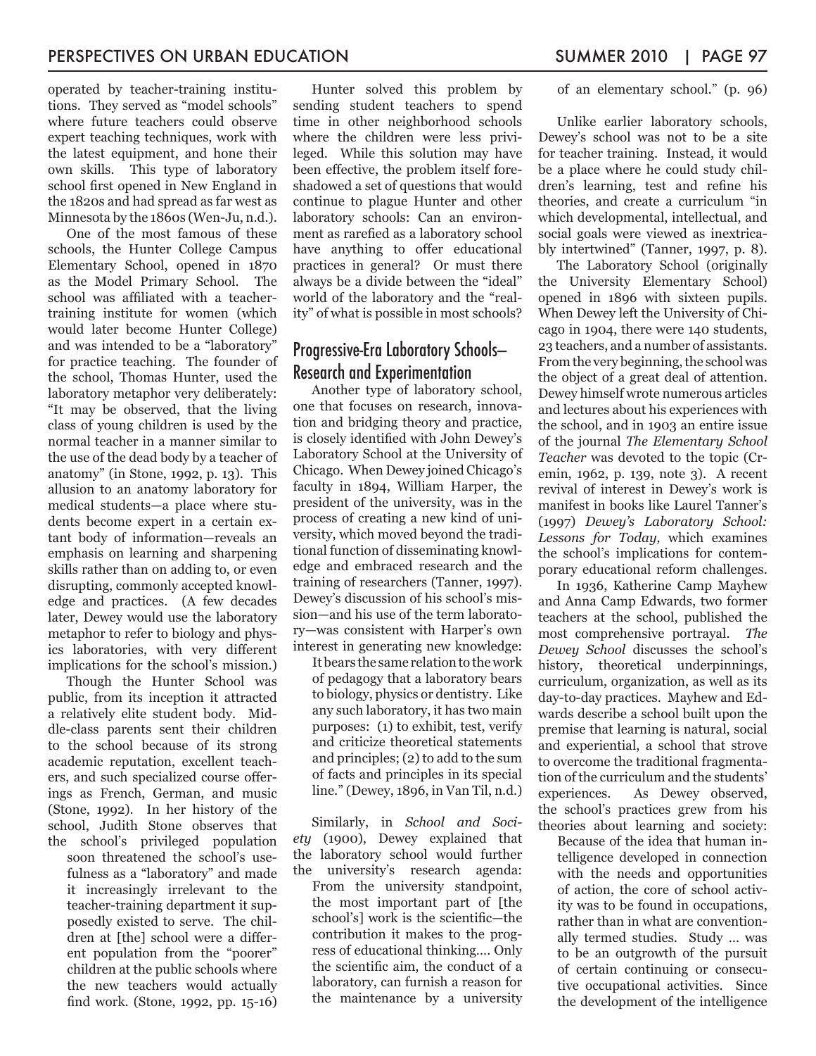operated by teacher-training institutions. They served as "model schools" where future teachers could observe expert teaching techniques, work with the latest equipment, and hone their own skills. This type of laboratory school first opened in New England in the 1820s and had spread as far west as Minnesota by the 1860s (Wen-Ju, n.d.).

One of the most famous of these schools, the Hunter College Campus Elementary School, opened in 1870 as the Model Primary School. The school was affiliated with a teacher-training institute for women (which would later become Hunter College) and was intended to be a "laboratory" for practice teaching. The founder of the school, Thomas Hunter, used the laboratory metaphor very deliberately: "It may be observed, that the living class of young children is used by the normal teacher in a manner similar to the use of the dead body by a teacher of anatomy" (in Stone, 1992, p. 13). This allusion to an anatomy laboratory for medical students—a place where students become expert in a certain extant body of information—reveals an emphasis on learning and sharpening skills rather than on adding to, or even disrupting, commonly accepted knowledge and practices. (A few decades later, Dewey would use the laboratory metaphor to refer to biology and physics laboratories, with very different implications for the school's mission.)

Though the Hunter School was public, from its inception it attracted a relatively elite student body. Middle-class parents sent their children to the school because of its strong academic reputation, excellent teachers, and such specialized course offerings as French, German, and music (Stone, 1992). In her history of the school, Judith Stone observes that the school's privileged population

> soon threatened the school's usefulness as a "laboratory" and made it increasingly irrelevant to the teacher-training department it supposedly existed to serve. The children at [the] school were a different population from the "poorer" children at the public schools where the new teachers would actually find work. (Stone, 1992, pp. 15-16)

Hunter solved this problem by sending student teachers to spend time in other neighborhood schools where the children were less privileged. While this solution may have been effective, the problem itself foreshadowed a set of questions that would continue to plague Hunter and other laboratory schools: Can an environment as rarefied as a laboratory school have anything to offer educational practices in general? Or must there always be a divide between the "ideal" world of the laboratory and the "reality" of what is possible in most schools?

## Progressive-Era Laboratory Schools—Research and Experimentation

Another type of laboratory school, one that focuses on research, innovation and bridging theory and practice, is closely identified with John Dewey's Laboratory School at the University of Chicago. When Dewey joined Chicago's faculty in 1894, William Harper, the president of the university, was in the process of creating a new kind of university, which moved beyond the traditional function of disseminating knowledge and embraced research and the training of researchers (Tanner, 1997). Dewey's discussion of his school's mission—and his use of the term laboratory—was consistent with Harper's own interest in generating new knowledge:

> It bears the same relation to the work of pedagogy that a laboratory bears to biology, physics or dentistry. Like any such laboratory, it has two main purposes: (1) to exhibit, test, verify and criticize theoretical statements and principles; (2) to add to the sum of facts and principles in its special line." (Dewey, 1896, in Van Til, n.d.)

Similarly, in *School and Society* (1900), Dewey explained that the laboratory school would further the university's research agenda:

> From the university standpoint, the most important part of [the school's] work is the scientific—the contribution it makes to the progress of educational thinking.... Only the scientific aim, the conduct of a laboratory, can furnish a reason for the maintenance by a university of an elementary school." (p. 96)

Unlike earlier laboratory schools, Dewey's school was not to be a site for teacher training. Instead, it would be a place where he could study children's learning, test and refine his theories, and create a curriculum "in which developmental, intellectual, and social goals were viewed as inextricably intertwined" (Tanner, 1997, p. 8).

The Laboratory School (originally the University Elementary School) opened in 1896 with sixteen pupils. When Dewey left the University of Chicago in 1904, there were 140 students, 23 teachers, and a number of assistants. From the very beginning, the school was the object of a great deal of attention. Dewey himself wrote numerous articles and lectures about his experiences with the school, and in 1903 an entire issue of the journal *The Elementary School Teacher* was devoted to the topic (Cremin, 1962, p. 139, note 3). A recent revival of interest in Dewey's work is manifest in books like Laurel Tanner's (1997) *Dewey's Laboratory School: Lessons for Today,* which examines the school's implications for contemporary educational reform challenges.

In 1936, Katherine Camp Mayhew and Anna Camp Edwards, two former teachers at the school, published the most comprehensive portrayal. *The Dewey School* discusses the school's history, theoretical underpinnings, curriculum, organization, as well as its day-to-day practices. Mayhew and Edwards describe a school built upon the premise that learning is natural, social and experiential, a school that strove to overcome the traditional fragmentation of the curriculum and the students' experiences. As Dewey observed, the school's practices grew from his theories about learning and society:

> Because of the idea that human intelligence developed in connection with the needs and opportunities of action, the core of school activity was to be found in occupations, rather than in what are conventionally termed studies. Study ... was to be an outgrowth of the pursuit of certain continuing or consecutive occupational activities. Since the development of the intelligence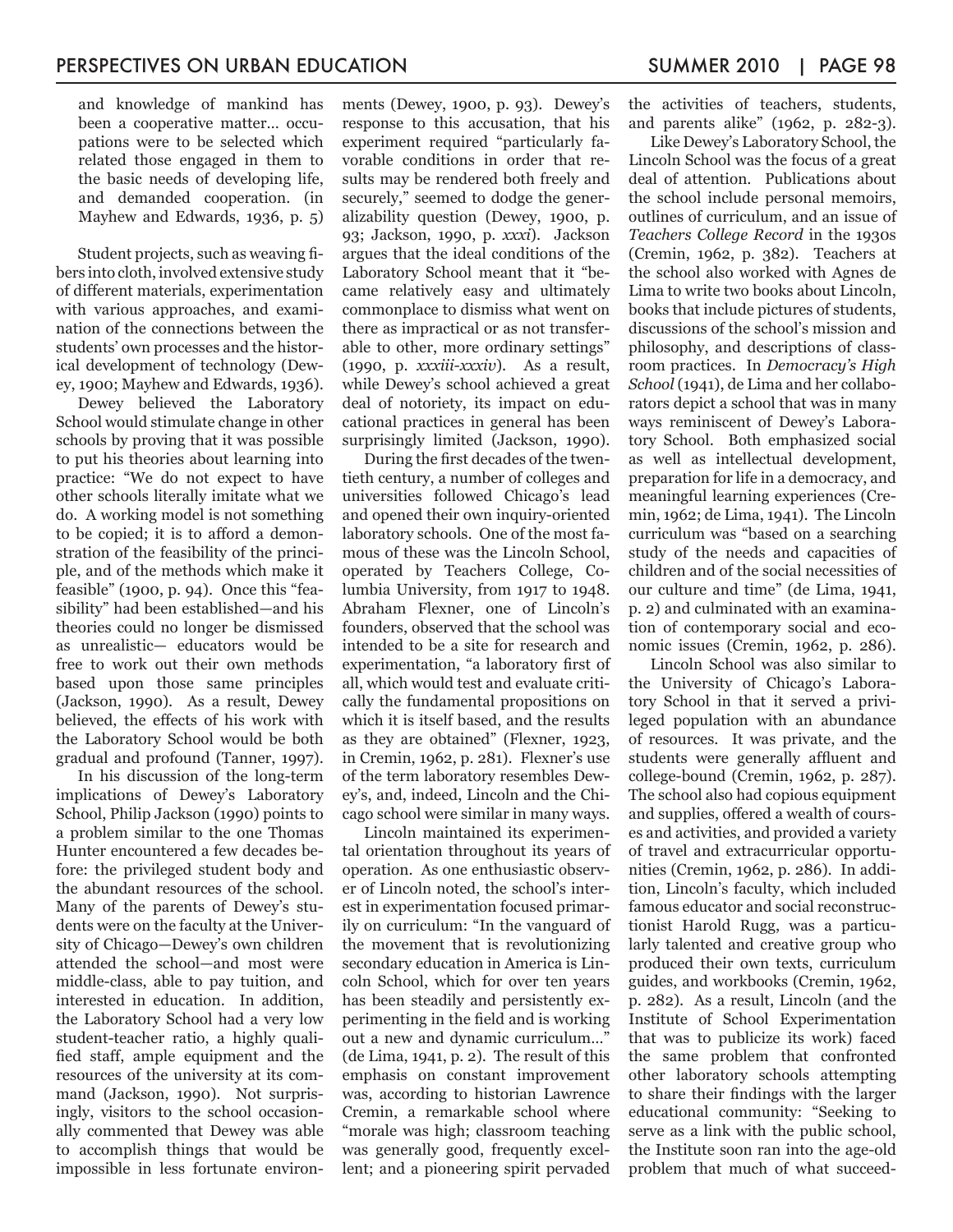> and knowledge of mankind has been a cooperative matter... occupations were to be selected which related those engaged in them to the basic needs of developing life, and demanded cooperation. (in Mayhew and Edwards, 1936, p. 5)

Student projects, such as weaving fibers into cloth, involved extensive study of different materials, experimentation with various approaches, and examination of the connections between the students' own processes and the historical development of technology (Dewey, 1900; Mayhew and Edwards, 1936).

Dewey believed the Laboratory School would stimulate change in other schools by proving that it was possible to put his theories about learning into practice: "We do not expect to have other schools literally imitate what we do. A working model is not something to be copied; it is to afford a demonstration of the feasibility of the principle, and of the methods which make it feasible" (1900, p. 94). Once this "feasibility" had been established—and his theories could no longer be dismissed as unrealistic— educators would be free to work out their own methods based upon those same principles (Jackson, 1990). As a result, Dewey believed, the effects of his work with the Laboratory School would be both gradual and profound (Tanner, 1997).

In his discussion of the long-term implications of Dewey's Laboratory School, Philip Jackson (1990) points to a problem similar to the one Thomas Hunter encountered a few decades before: the privileged student body and the abundant resources of the school. Many of the parents of Dewey's students were on the faculty at the University of Chicago—Dewey's own children attended the school—and most were middle-class, able to pay tuition, and interested in education. In addition, the Laboratory School had a very low student-teacher ratio, a highly qualified staff, ample equipment and the resources of the university at its command (Jackson, 1990). Not surprisingly, visitors to the school occasionally commented that Dewey was able to accomplish things that would be impossible in less fortunate environments (Dewey, 1900, p. 93). Dewey's response to this accusation, that his experiment required "particularly favorable conditions in order that results may be rendered both freely and securely," seemed to dodge the generalizability question (Dewey, 1900, p. 93; Jackson, 1990, p. *xxxi*). Jackson argues that the ideal conditions of the Laboratory School meant that it "became relatively easy and ultimately commonplace to dismiss what went on there as impractical or as not transferable to other, more ordinary settings" (1990, p. *xxxiii-xxxiv*). As a result, while Dewey's school achieved a great deal of notoriety, its impact on educational practices in general has been surprisingly limited (Jackson, 1990).

During the first decades of the twentieth century, a number of colleges and universities followed Chicago's lead and opened their own inquiry-oriented laboratory schools. One of the most famous of these was the Lincoln School, operated by Teachers College, Columbia University, from 1917 to 1948. Abraham Flexner, one of Lincoln's founders, observed that the school was intended to be a site for research and experimentation, "a laboratory first of all, which would test and evaluate critically the fundamental propositions on which it is itself based, and the results as they are obtained" (Flexner, 1923, in Cremin, 1962, p. 281). Flexner's use of the term laboratory resembles Dewey's, and, indeed, Lincoln and the Chicago school were similar in many ways.

Lincoln maintained its experimental orientation throughout its years of operation. As one enthusiastic observer of Lincoln noted, the school's interest in experimentation focused primarily on curriculum: "In the vanguard of the movement that is revolutionizing secondary education in America is Lincoln School, which for over ten years has been steadily and persistently experimenting in the field and is working out a new and dynamic curriculum..." (de Lima, 1941, p. 2). The result of this emphasis on constant improvement was, according to historian Lawrence Cremin, a remarkable school where "morale was high; classroom teaching was generally good, frequently excellent; and a pioneering spirit pervaded the activities of teachers, students, and parents alike" (1962, p. 282-3).

Like Dewey's Laboratory School, the Lincoln School was the focus of a great deal of attention. Publications about the school include personal memoirs, outlines of curriculum, and an issue of *Teachers College Record* in the 1930s (Cremin, 1962, p. 382). Teachers at the school also worked with Agnes de Lima to write two books about Lincoln, books that include pictures of students, discussions of the school's mission and philosophy, and descriptions of classroom practices. In *Democracy's High School* (1941), de Lima and her collaborators depict a school that was in many ways reminiscent of Dewey's Laboratory School. Both emphasized social as well as intellectual development, preparation for life in a democracy, and meaningful learning experiences (Cremin, 1962; de Lima, 1941). The Lincoln curriculum was "based on a searching study of the needs and capacities of children and of the social necessities of our culture and time" (de Lima, 1941, p. 2) and culminated with an examination of contemporary social and economic issues (Cremin, 1962, p. 286).

Lincoln School was also similar to the University of Chicago's Laboratory School in that it served a privileged population with an abundance of resources. It was private, and the students were generally affluent and college-bound (Cremin, 1962, p. 287). The school also had copious equipment and supplies, offered a wealth of courses and activities, and provided a variety of travel and extracurricular opportunities (Cremin, 1962, p. 286). In addition, Lincoln's faculty, which included famous educator and social reconstructionist Harold Rugg, was a particularly talented and creative group who produced their own texts, curriculum guides, and workbooks (Cremin, 1962, p. 282). As a result, Lincoln (and the Institute of School Experimentation that was to publicize its work) faced the same problem that confronted other laboratory schools attempting to share their findings with the larger educational community: "Seeking to serve as a link with the public school, the Institute soon ran into the age-old problem that much of what succeed-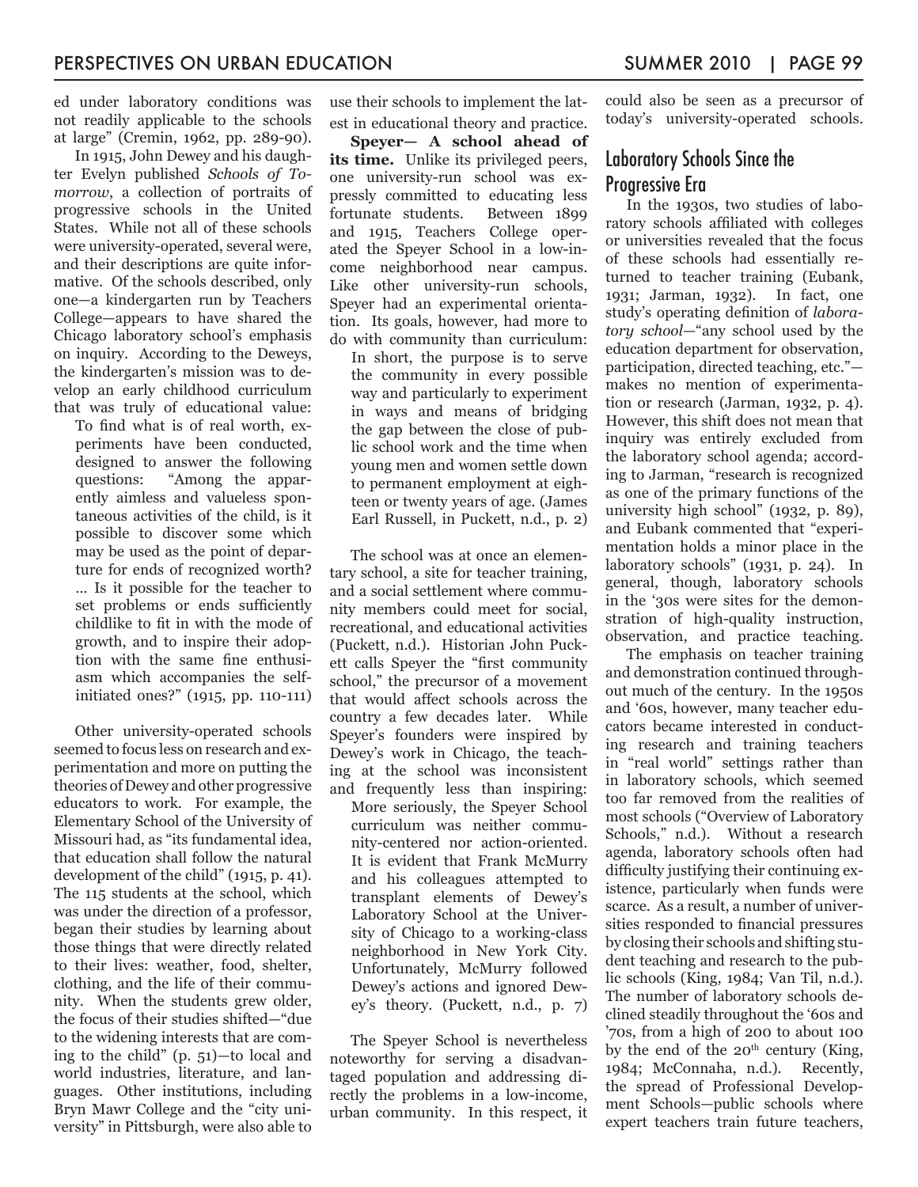ed under laboratory conditions was not readily applicable to the schools at large" (Cremin, 1962, pp. 289-90).

In 1915, John Dewey and his daughter Evelyn published *Schools of Tomorrow*, a collection of portraits of progressive schools in the United States. While not all of these schools were university-operated, several were, and their descriptions are quite informative. Of the schools described, only one—a kindergarten run by Teachers College—appears to have shared the Chicago laboratory school's emphasis on inquiry. According to the Deweys, the kindergarten's mission was to develop an early childhood curriculum that was truly of educational value:

> To find what is of real worth, experiments have been conducted, designed to answer the following questions: "Among the apparently aimless and valueless spontaneous activities of the child, is it possible to discover some which may be used as the point of departure for ends of recognized worth? ... Is it possible for the teacher to set problems or ends sufficiently childlike to fit in with the mode of growth, and to inspire their adoption with the same fine enthusiasm which accompanies the self-initiated ones?" (1915, pp. 110-111)

Other university-operated schools seemed to focus less on research and experimentation and more on putting the theories of Dewey and other progressive educators to work. For example, the Elementary School of the University of Missouri had, as "its fundamental idea, that education shall follow the natural development of the child" (1915, p. 41). The 115 students at the school, which was under the direction of a professor, began their studies by learning about those things that were directly related to their lives: weather, food, shelter, clothing, and the life of their community. When the students grew older, the focus of their studies shifted—"due to the widening interests that are coming to the child" (p. 51)—to local and world industries, literature, and languages. Other institutions, including Bryn Mawr College and the "city university" in Pittsburgh, were also able to use their schools to implement the latest in educational theory and practice.

**Speyer— A school ahead of its time.** Unlike its privileged peers, one university-run school was expressly committed to educating less fortunate students. Between 1899 and 1915, Teachers College operated the Speyer School in a low-income neighborhood near campus. Like other university-run schools, Speyer had an experimental orientation. Its goals, however, had more to do with community than curriculum:

> In short, the purpose is to serve the community in every possible way and particularly to experiment in ways and means of bridging the gap between the close of public school work and the time when young men and women settle down to permanent employment at eighteen or twenty years of age. (James Earl Russell, in Puckett, n.d., p. 2)

The school was at once an elementary school, a site for teacher training, and a social settlement where community members could meet for social, recreational, and educational activities (Puckett, n.d.). Historian John Puckett calls Speyer the "first community school," the precursor of a movement that would affect schools across the country a few decades later. While Speyer's founders were inspired by Dewey's work in Chicago, the teaching at the school was inconsistent and frequently less than inspiring:

> More seriously, the Speyer School curriculum was neither community-centered nor action-oriented. It is evident that Frank McMurry and his colleagues attempted to transplant elements of Dewey's Laboratory School at the University of Chicago to a working-class neighborhood in New York City. Unfortunately, McMurry followed Dewey's actions and ignored Dewey's theory. (Puckett, n.d., p. 7)

The Speyer School is nevertheless noteworthy for serving a disadvantaged population and addressing directly the problems in a low-income, urban community. In this respect, it could also be seen as a precursor of today's university-operated schools.

## Laboratory Schools Since the Progressive Era

In the 1930s, two studies of laboratory schools affiliated with colleges or universities revealed that the focus of these schools had essentially returned to teacher training (Eubank, 1931; Jarman, 1932). In fact, one study's operating definition of *laboratory school*—"any school used by the education department for observation, participation, directed teaching, etc."—makes no mention of experimentation or research (Jarman, 1932, p. 4). However, this shift does not mean that inquiry was entirely excluded from the laboratory school agenda; according to Jarman, "research is recognized as one of the primary functions of the university high school" (1932, p. 89), and Eubank commented that "experimentation holds a minor place in the laboratory schools" (1931, p. 24). In general, though, laboratory schools in the '30s were sites for the demonstration of high-quality instruction, observation, and practice teaching.

The emphasis on teacher training and demonstration continued throughout much of the century. In the 1950s and '60s, however, many teacher educators became interested in conducting research and training teachers in "real world" settings rather than in laboratory schools, which seemed too far removed from the realities of most schools ("Overview of Laboratory Schools," n.d.). Without a research agenda, laboratory schools often had difficulty justifying their continuing existence, particularly when funds were scarce. As a result, a number of universities responded to financial pressures by closing their schools and shifting student teaching and research to the public schools (King, 1984; Van Til, n.d.). The number of laboratory schools declined steadily throughout the '60s and '70s, from a high of 200 to about 100 by the end of the 20th century (King, 1984; McConnaha, n.d.). Recently, the spread of Professional Development Schools—public schools where expert teachers train future teachers,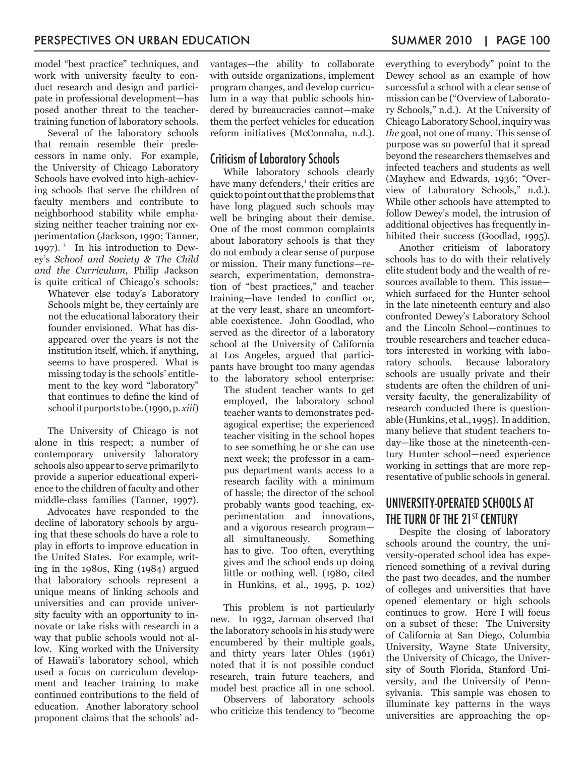model "best practice" techniques, and work with university faculty to conduct research and design and participate in professional development—has posed another threat to the teacher-training function of laboratory schools.

Several of the laboratory schools that remain resemble their predecessors in name only. For example, the University of Chicago Laboratory Schools have evolved into high-achieving schools that serve the children of faculty members and contribute to neighborhood stability while emphasizing neither teacher training nor experimentation (Jackson, 1990; Tanner, 1997).[3] In his introduction to Dewey's *School and Society & The Child and the Curriculum*, Philip Jackson is quite critical of Chicago's schools:

> Whatever else today's Laboratory Schools might be, they certainly are not the educational laboratory their founder envisioned. What has disappeared over the years is not the institution itself, which, if anything, seems to have prospered. What is missing today is the schools' entitlement to the key word "laboratory" that continues to define the kind of school it purports to be. (1990, p. *xiii*)

The University of Chicago is not alone in this respect; a number of contemporary university laboratory schools also appear to serve primarily to provide a superior educational experience to the children of faculty and other middle-class families (Tanner, 1997).

Advocates have responded to the decline of laboratory schools by arguing that these schools do have a role to play in efforts to improve education in the United States. For example, writing in the 1980s, King (1984) argued that laboratory schools represent a unique means of linking schools and universities and can provide university faculty with an opportunity to innovate or take risks with research in a way that public schools would not allow. King worked with the University of Hawaii's laboratory school, which used a focus on curriculum development and teacher training to make continued contributions to the field of education. Another laboratory school proponent claims that the schools' advantages—the ability to collaborate with outside organizations, implement program changes, and develop curriculum in a way that public schools hindered by bureaucracies cannot—make them the perfect vehicles for education reform initiatives (McConnaha, n.d.).

### Criticism of Laboratory Schools

While laboratory schools clearly have many defenders,[4] their critics are quick to point out that the problems that have long plagued such schools may well be bringing about their demise. One of the most common complaints about laboratory schools is that they do not embody a clear sense of purpose or mission. Their many functions—research, experimentation, demonstration of "best practices," and teacher training—have tended to conflict or, at the very least, share an uncomfortable coexistence. John Goodlad, who served as the director of a laboratory school at the University of California at Los Angeles, argued that participants have brought too many agendas to the laboratory school enterprise:

> The student teacher wants to get employed, the laboratory school teacher wants to demonstrates pedagogical expertise; the experienced teacher visiting in the school hopes to see something he or she can use next week; the professor in a campus department wants access to a research facility with a minimum of hassle; the director of the school probably wants good teaching, experimentation and innovations, and a vigorous research program—all simultaneously. Something has to give. Too often, everything gives and the school ends up doing little or nothing well. (1980, cited in Hunkins, et al., 1995, p. 102)

This problem is not particularly new. In 1932, Jarman observed that the laboratory schools in his study were encumbered by their multiple goals, and thirty years later Ohles (1961) noted that it is not possible conduct research, train future teachers, and model best practice all in one school.

Observers of laboratory schools who criticize this tendency to "become everything to everybody" point to the Dewey school as an example of how successful a school with a clear sense of mission can be ("Overview of Laboratory Schools," n.d.). At the University of Chicago Laboratory School, inquiry was *the* goal, not one of many. This sense of purpose was so powerful that it spread beyond the researchers themselves and infected teachers and students as well (Mayhew and Edwards, 1936; "Overview of Laboratory Schools," n.d.). While other schools have attempted to follow Dewey's model, the intrusion of additional objectives has frequently inhibited their success (Goodlad, 1995).

Another criticism of laboratory schools has to do with their relatively elite student body and the wealth of resources available to them. This issue—which surfaced for the Hunter school in the late nineteenth century and also confronted Dewey's Laboratory School and the Lincoln School—continues to trouble researchers and teacher educators interested in working with laboratory schools. Because laboratory schools are usually private and their students are often the children of university faculty, the generalizability of research conducted there is questionable (Hunkins, et al., 1995). In addition, many believe that student teachers today—like those at the nineteenth-century Hunter school—need experience working in settings that are more representative of public schools in general.

## UNIVERSITY-OPERATED SCHOOLS AT THE TURN OF THE 21ST CENTURY

Despite the closing of laboratory schools around the country, the university-operated school idea has experienced something of a revival during the past two decades, and the number of colleges and universities that have opened elementary or high schools continues to grow. Here I will focus on a subset of these: The University of California at San Diego, Columbia University, Wayne State University, the University of Chicago, the University of South Florida, Stanford University, and the University of Pennsylvania. This sample was chosen to illuminate key patterns in the ways universities are approaching the op-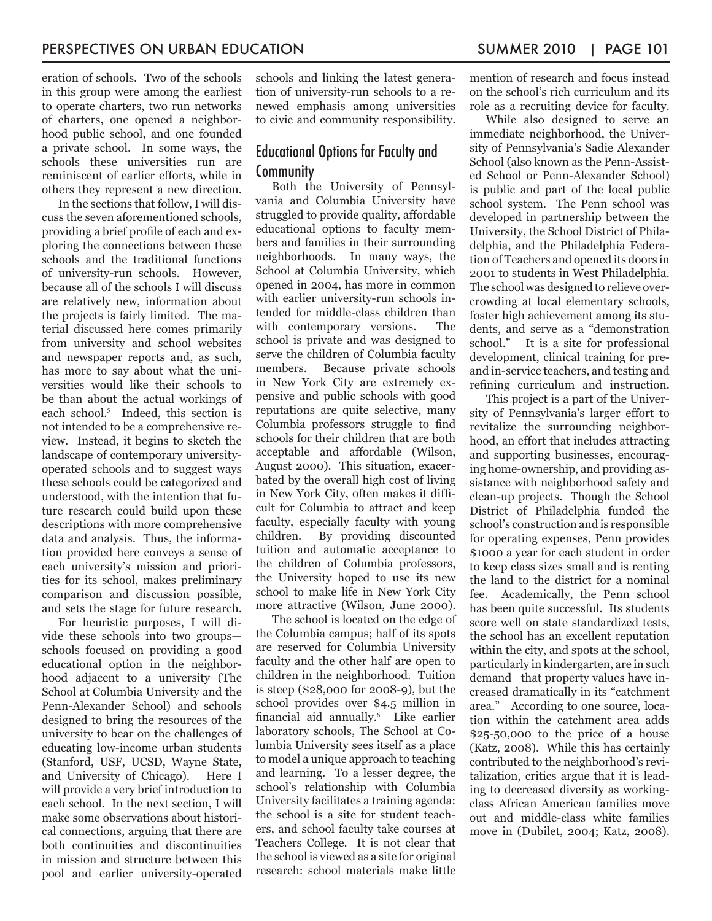eration of schools. Two of the schools in this group were among the earliest to operate charters, two run networks of charters, one opened a neighborhood public school, and one founded a private school. In some ways, the schools these universities run are reminiscent of earlier efforts, while in others they represent a new direction.

In the sections that follow, I will discuss the seven aforementioned schools, providing a brief profile of each and exploring the connections between these schools and the traditional functions of university-run schools. However, because all of the schools I will discuss are relatively new, information about the projects is fairly limited. The material discussed here comes primarily from university and school websites and newspaper reports and, as such, has more to say about what the universities would like their schools to be than about the actual workings of each school.[5] Indeed, this section is not intended to be a comprehensive review. Instead, it begins to sketch the landscape of contemporary university-operated schools and to suggest ways these schools could be categorized and understood, with the intention that future research could build upon these descriptions with more comprehensive data and analysis. Thus, the information provided here conveys a sense of each university's mission and priorities for its school, makes preliminary comparison and discussion possible, and sets the stage for future research.

For heuristic purposes, I will divide these schools into two groups—schools focused on providing a good educational option in the neighborhood adjacent to a university (The School at Columbia University and the Penn-Alexander School) and schools designed to bring the resources of the university to bear on the challenges of educating low-income urban students (Stanford, USF, UCSD, Wayne State, and University of Chicago). Here I will provide a very brief introduction to each school. In the next section, I will make some observations about historical connections, arguing that there are both continuities and discontinuities in mission and structure between this pool and earlier university-operated schools and linking the latest generation of university-run schools to a renewed emphasis among universities to civic and community responsibility.

## Educational Options for Faculty and Community

Both the University of Pennsylvania and Columbia University have struggled to provide quality, affordable educational options to faculty members and families in their surrounding neighborhoods. In many ways, the School at Columbia University, which opened in 2004, has more in common with earlier university-run schools intended for middle-class children than with contemporary versions. The school is private and was designed to serve the children of Columbia faculty members. Because private schools in New York City are extremely expensive and public schools with good reputations are quite selective, many Columbia professors struggle to find schools for their children that are both acceptable and affordable (Wilson, August 2000). This situation, exacerbated by the overall high cost of living in New York City, often makes it difficult for Columbia to attract and keep faculty, especially faculty with young children. By providing discounted tuition and automatic acceptance to the children of Columbia professors, the University hoped to use its new school to make life in New York City more attractive (Wilson, June 2000).

The school is located on the edge of the Columbia campus; half of its spots are reserved for Columbia University faculty and the other half are open to children in the neighborhood. Tuition is steep ($28,000 for 2008-9), but the school provides over $4.5 million in financial aid annually.[6] Like earlier laboratory schools, The School at Columbia University sees itself as a place to model a unique approach to teaching and learning. To a lesser degree, the school's relationship with Columbia University facilitates a training agenda: the school is a site for student teachers, and school faculty take courses at Teachers College. It is not clear that the school is viewed as a site for original research: school materials make little mention of research and focus instead on the school's rich curriculum and its role as a recruiting device for faculty.

While also designed to serve an immediate neighborhood, the University of Pennsylvania's Sadie Alexander School (also known as the Penn-Assisted School or Penn-Alexander School) is public and part of the local public school system. The Penn school was developed in partnership between the University, the School District of Philadelphia, and the Philadelphia Federation of Teachers and opened its doors in 2001 to students in West Philadelphia. The school was designed to relieve overcrowding at local elementary schools, foster high achievement among its students, and serve as a "demonstration school." It is a site for professional development, clinical training for pre- and in-service teachers, and testing and refining curriculum and instruction.

This project is a part of the University of Pennsylvania's larger effort to revitalize the surrounding neighborhood, an effort that includes attracting and supporting businesses, encouraging home-ownership, and providing assistance with neighborhood safety and clean-up projects. Though the School District of Philadelphia funded the school's construction and is responsible for operating expenses, Penn provides $1000 a year for each student in order to keep class sizes small and is renting the land to the district for a nominal fee. Academically, the Penn school has been quite successful. Its students score well on state standardized tests, the school has an excellent reputation within the city, and spots at the school, particularly in kindergarten, are in such demand that property values have increased dramatically in its "catchment area." According to one source, location within the catchment area adds $25-50,000 to the price of a house (Katz, 2008). While this has certainly contributed to the neighborhood's revitalization, critics argue that it is leading to decreased diversity as working-class African American families move out and middle-class white families move in (Dubilet, 2004; Katz, 2008).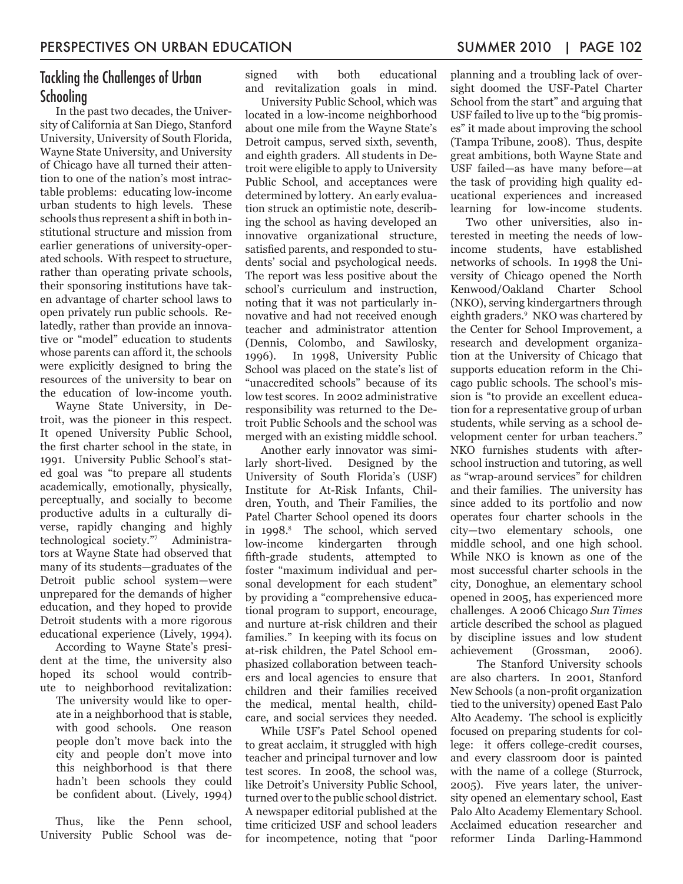## Tackling the Challenges of Urban Schooling

In the past two decades, the University of California at San Diego, Stanford University, University of South Florida, Wayne State University, and University of Chicago have all turned their attention to one of the nation's most intractable problems: educating low-income urban students to high levels. These schools thus represent a shift in both institutional structure and mission from earlier generations of university-operated schools. With respect to structure, rather than operating private schools, their sponsoring institutions have taken advantage of charter school laws to open privately run public schools. Relatedly, rather than provide an innovative or "model" education to students whose parents can afford it, the schools were explicitly designed to bring the resources of the university to bear on the education of low-income youth.

Wayne State University, in Detroit, was the pioneer in this respect. It opened University Public School, the first charter school in the state, in 1991. University Public School's stated goal was "to prepare all students academically, emotionally, physically, perceptually, and socially to become productive adults in a culturally diverse, rapidly changing and highly technological society."[7] Administrators at Wayne State had observed that many of its students—graduates of the Detroit public school system—were unprepared for the demands of higher education, and they hoped to provide Detroit students with a more rigorous educational experience (Lively, 1994).

According to Wayne State's president at the time, the university also hoped its school would contribute to neighborhood revitalization:

> The university would like to operate in a neighborhood that is stable, with good schools. One reason people don't move back into the city and people don't move into this neighborhood is that there hadn't been schools they could be confident about. (Lively, 1994)

Thus, like the Penn school, University Public School was designed with both educational and revitalization goals in mind.

University Public School, which was located in a low-income neighborhood about one mile from the Wayne State's Detroit campus, served sixth, seventh, and eighth graders. All students in Detroit were eligible to apply to University Public School, and acceptances were determined by lottery. An early evaluation struck an optimistic note, describing the school as having developed an innovative organizational structure, satisfied parents, and responded to students' social and psychological needs. The report was less positive about the school's curriculum and instruction, noting that it was not particularly innovative and had not received enough teacher and administrator attention (Dennis, Colombo, and Sawilosky, 1996). In 1998, University Public School was placed on the state's list of "unaccredited schools" because of its low test scores. In 2002 administrative responsibility was returned to the Detroit Public Schools and the school was merged with an existing middle school.

Another early innovator was similarly short-lived. Designed by the University of South Florida's (USF) Institute for At-Risk Infants, Children, Youth, and Their Families, the Patel Charter School opened its doors in 1998.[8] The school, which served low-income kindergarten through fifth-grade students, attempted to foster "maximum individual and personal development for each student" by providing a "comprehensive educational program to support, encourage, and nurture at-risk children and their families." In keeping with its focus on at-risk children, the Patel School emphasized collaboration between teachers and local agencies to ensure that children and their families received the medical, mental health, childcare, and social services they needed.

While USF's Patel School opened to great acclaim, it struggled with high teacher and principal turnover and low test scores. In 2008, the school was, like Detroit's University Public School, turned over to the public school district. A newspaper editorial published at the time criticized USF and school leaders for incompetence, noting that "poor planning and a troubling lack of oversight doomed the USF-Patel Charter School from the start" and arguing that USF failed to live up to the "big promises" it made about improving the school (Tampa Tribune, 2008). Thus, despite great ambitions, both Wayne State and USF failed—as have many before—at the task of providing high quality educational experiences and increased learning for low-income students.

Two other universities, also interested in meeting the needs of low-income students, have established networks of schools. In 1998 the University of Chicago opened the North Kenwood/Oakland Charter School (NKO), serving kindergartners through eighth graders.[9] NKO was chartered by the Center for School Improvement, a research and development organization at the University of Chicago that supports education reform in the Chicago public schools. The school's mission is "to provide an excellent education for a representative group of urban students, while serving as a school development center for urban teachers." NKO furnishes students with after-school instruction and tutoring, as well as "wrap-around services" for children and their families. The university has since added to its portfolio and now operates four charter schools in the city—two elementary schools, one middle school, and one high school. While NKO is known as one of the most successful charter schools in the city, Donoghue, an elementary school opened in 2005, has experienced more challenges. A 2006 Chicago *Sun Times* article described the school as plagued by discipline issues and low student achievement (Grossman, 2006).

The Stanford University schools are also charters. In 2001, Stanford New Schools (a non-profit organization tied to the university) opened East Palo Alto Academy. The school is explicitly focused on preparing students for college: it offers college-credit courses, and every classroom door is painted with the name of a college (Sturrock, 2005). Five years later, the university opened an elementary school, East Palo Alto Academy Elementary School. Acclaimed education researcher and reformer Linda Darling-Hammond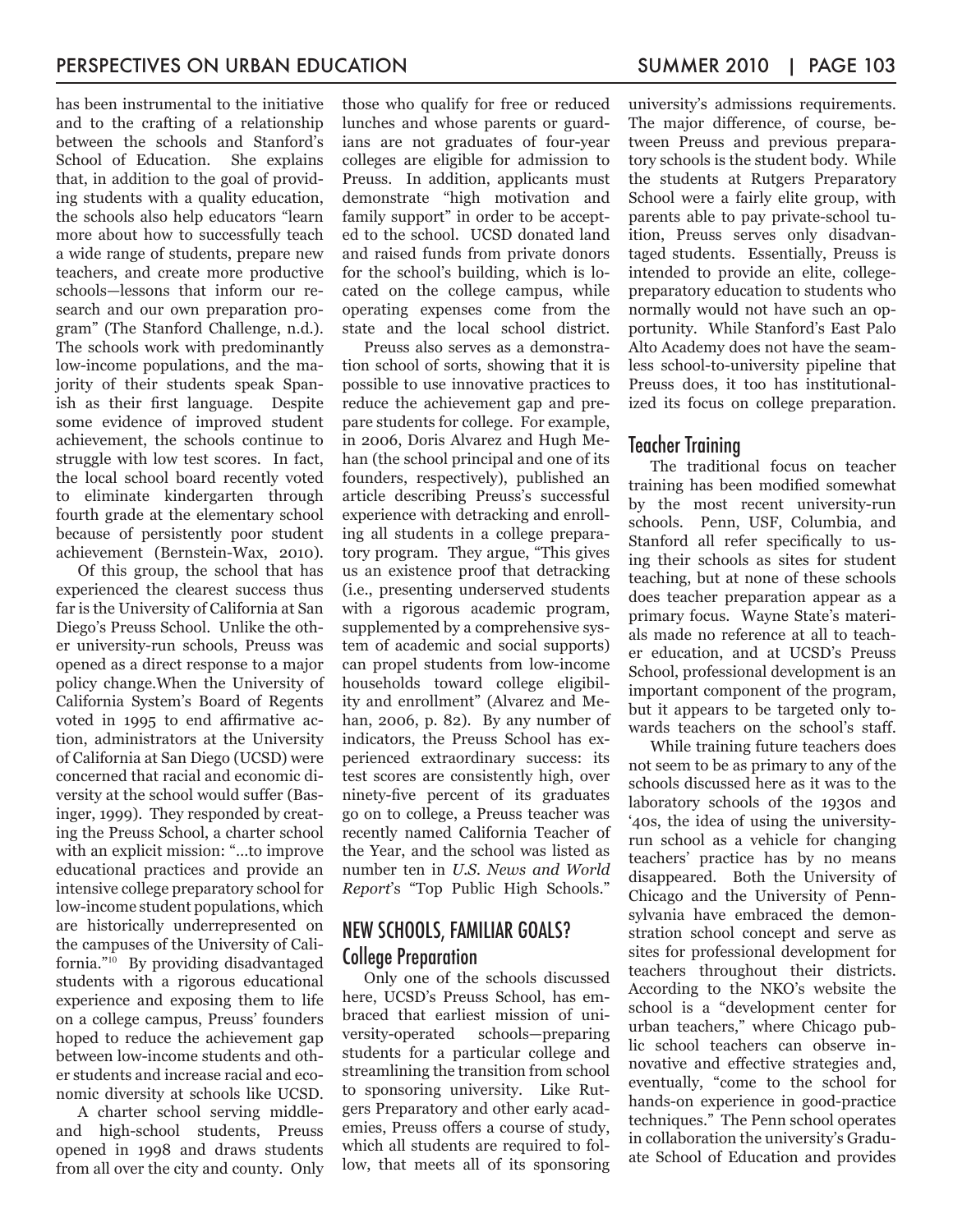has been instrumental to the initiative and to the crafting of a relationship between the schools and Stanford's School of Education. She explains that, in addition to the goal of providing students with a quality education, the schools also help educators "learn more about how to successfully teach a wide range of students, prepare new teachers, and create more productive schools—lessons that inform our research and our own preparation program" (The Stanford Challenge, n.d.). The schools work with predominantly low-income populations, and the majority of their students speak Spanish as their first language. Despite some evidence of improved student achievement, the schools continue to struggle with low test scores. In fact, the local school board recently voted to eliminate kindergarten through fourth grade at the elementary school because of persistently poor student achievement (Bernstein-Wax, 2010).

Of this group, the school that has experienced the clearest success thus far is the University of California at San Diego's Preuss School. Unlike the other university-run schools, Preuss was opened as a direct response to a major policy change.When the University of California System's Board of Regents voted in 1995 to end affirmative action, administrators at the University of California at San Diego (UCSD) were concerned that racial and economic diversity at the school would suffer (Basinger, 1999). They responded by creating the Preuss School, a charter school with an explicit mission: "...to improve educational practices and provide an intensive college preparatory school for low-income student populations, which are historically underrepresented on the campuses of the University of California."[10] By providing disadvantaged students with a rigorous educational experience and exposing them to life on a college campus, Preuss' founders hoped to reduce the achievement gap between low-income students and other students and increase racial and economic diversity at schools like UCSD.

A charter school serving middle- and high-school students, Preuss opened in 1998 and draws students from all over the city and county. Only those who qualify for free or reduced lunches and whose parents or guardians are not graduates of four-year colleges are eligible for admission to Preuss. In addition, applicants must demonstrate "high motivation and family support" in order to be accepted to the school. UCSD donated land and raised funds from private donors for the school's building, which is located on the college campus, while operating expenses come from the state and the local school district.

Preuss also serves as a demonstration school of sorts, showing that it is possible to use innovative practices to reduce the achievement gap and prepare students for college. For example, in 2006, Doris Alvarez and Hugh Mehan (the school principal and one of its founders, respectively), published an article describing Preuss's successful experience with detracking and enrolling all students in a college preparatory program. They argue, "This gives us an existence proof that detracking (i.e., presenting underserved students with a rigorous academic program, supplemented by a comprehensive system of academic and social supports) can propel students from low-income households toward college eligibility and enrollment" (Alvarez and Mehan, 2006, p. 82). By any number of indicators, the Preuss School has experienced extraordinary success: its test scores are consistently high, over ninety-five percent of its graduates go on to college, a Preuss teacher was recently named California Teacher of the Year, and the school was listed as number ten in *U.S. News and World Report*'s "Top Public High Schools."

## NEW SCHOOLS, FAMILIAR GOALS?

### College Preparation

Only one of the schools discussed here, UCSD's Preuss School, has embraced that earliest mission of university-operated schools—preparing students for a particular college and streamlining the transition from school to sponsoring university. Like Rutgers Preparatory and other early academies, Preuss offers a course of study, which all students are required to follow, that meets all of its sponsoring university's admissions requirements. The major difference, of course, between Preuss and previous preparatory schools is the student body. While the students at Rutgers Preparatory School were a fairly elite group, with parents able to pay private-school tuition, Preuss serves only disadvantaged students. Essentially, Preuss is intended to provide an elite, college-preparatory education to students who normally would not have such an opportunity. While Stanford's East Palo Alto Academy does not have the seamless school-to-university pipeline that Preuss does, it too has institutionalized its focus on college preparation.

### Teacher Training

The traditional focus on teacher training has been modified somewhat by the most recent university-run schools. Penn, USF, Columbia, and Stanford all refer specifically to using their schools as sites for student teaching, but at none of these schools does teacher preparation appear as a primary focus. Wayne State's materials made no reference at all to teacher education, and at UCSD's Preuss School, professional development is an important component of the program, but it appears to be targeted only towards teachers on the school's staff.

While training future teachers does not seem to be as primary to any of the schools discussed here as it was to the laboratory schools of the 1930s and '40s, the idea of using the university-run school as a vehicle for changing teachers' practice has by no means disappeared. Both the University of Chicago and the University of Pennsylvania have embraced the demonstration school concept and serve as sites for professional development for teachers throughout their districts. According to the NKO's website the school is a "development center for urban teachers," where Chicago public school teachers can observe innovative and effective strategies and, eventually, "come to the school for hands-on experience in good-practice techniques." The Penn school operates in collaboration the university's Graduate School of Education and provides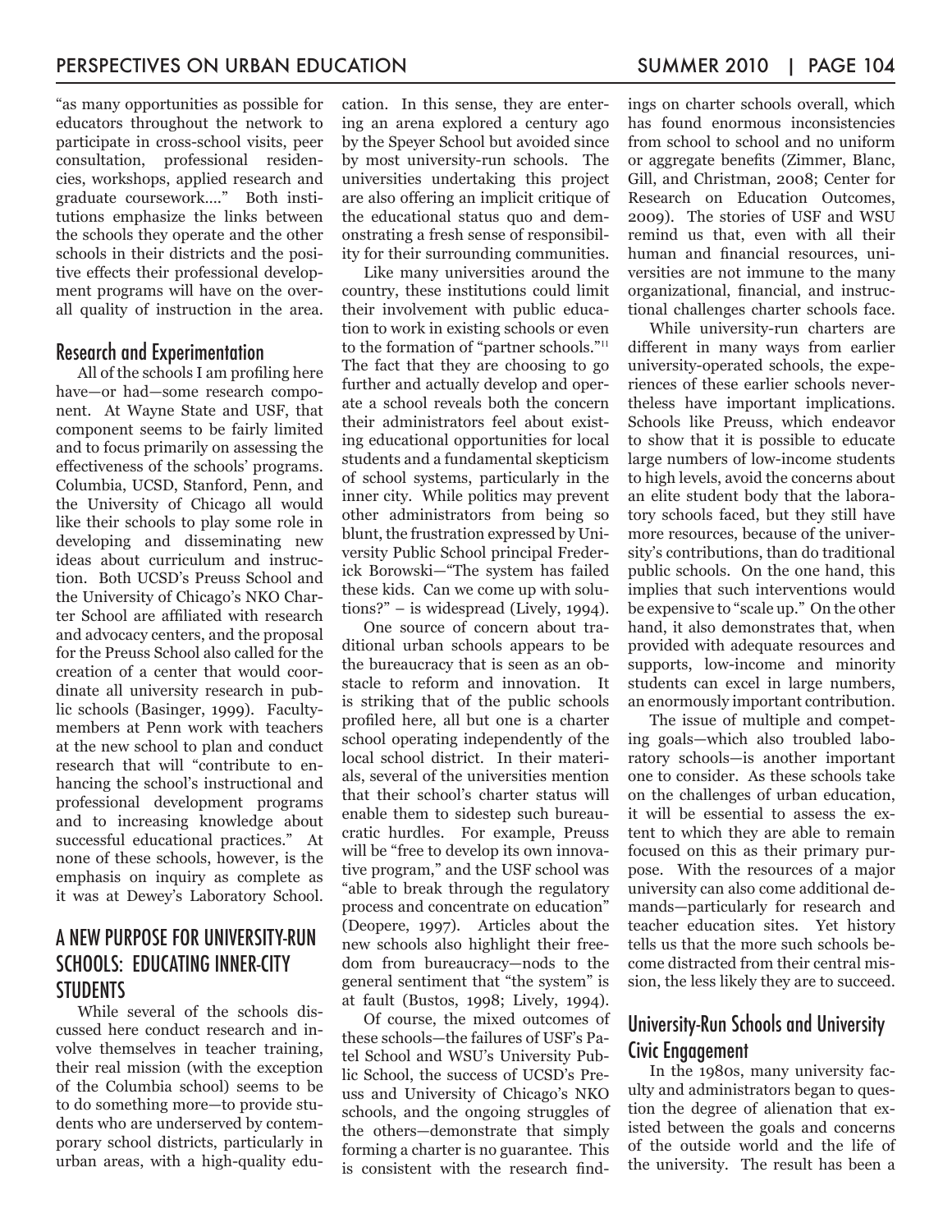"as many opportunities as possible for educators throughout the network to participate in cross-school visits, peer consultation, professional residencies, workshops, applied research and graduate coursework...." Both institutions emphasize the links between the schools they operate and the other schools in their districts and the positive effects their professional development programs will have on the overall quality of instruction in the area.

### Research and Experimentation

All of the schools I am profiling here have—or had—some research component. At Wayne State and USF, that component seems to be fairly limited and to focus primarily on assessing the effectiveness of the schools' programs. Columbia, UCSD, Stanford, Penn, and the University of Chicago all would like their schools to play some role in developing and disseminating new ideas about curriculum and instruction. Both UCSD's Preuss School and the University of Chicago's NKO Charter School are affiliated with research and advocacy centers, and the proposal for the Preuss School also called for the creation of a center that would coordinate all university research in public schools (Basinger, 1999). Faculty-members at Penn work with teachers at the new school to plan and conduct research that will "contribute to enhancing the school's instructional and professional development programs and to increasing knowledge about successful educational practices." At none of these schools, however, is the emphasis on inquiry as complete as it was at Dewey's Laboratory School.

## A NEW PURPOSE FOR UNIVERSITY-RUN SCHOOLS: EDUCATING INNER-CITY STUDENTS

While several of the schools discussed here conduct research and involve themselves in teacher training, their real mission (with the exception of the Columbia school) seems to be to do something more—to provide students who are underserved by contemporary school districts, particularly in urban areas, with a high-quality education. In this sense, they are entering an arena explored a century ago by the Speyer School but avoided since by most university-run schools. The universities undertaking this project are also offering an implicit critique of the educational status quo and demonstrating a fresh sense of responsibility for their surrounding communities.

Like many universities around the country, these institutions could limit their involvement with public education to work in existing schools or even to the formation of "partner schools."[11] The fact that they are choosing to go further and actually develop and operate a school reveals both the concern their administrators feel about existing educational opportunities for local students and a fundamental skepticism of school systems, particularly in the inner city. While politics may prevent other administrators from being so blunt, the frustration expressed by University Public School principal Frederick Borowski—"The system has failed these kids. Can we come up with solutions?" – is widespread (Lively, 1994).

One source of concern about traditional urban schools appears to be the bureaucracy that is seen as an obstacle to reform and innovation. It is striking that of the public schools profiled here, all but one is a charter school operating independently of the local school district. In their materials, several of the universities mention that their school's charter status will enable them to sidestep such bureaucratic hurdles. For example, Preuss will be "free to develop its own innovative program," and the USF school was "able to break through the regulatory process and concentrate on education" (Deopere, 1997). Articles about the new schools also highlight their freedom from bureaucracy—nods to the general sentiment that "the system" is at fault (Bustos, 1998; Lively, 1994).

Of course, the mixed outcomes of these schools—the failures of USF's Patel School and WSU's University Public School, the success of UCSD's Preuss and University of Chicago's NKO schools, and the ongoing struggles of the others—demonstrate that simply forming a charter is no guarantee. This is consistent with the research findings on charter schools overall, which has found enormous inconsistencies from school to school and no uniform or aggregate benefits (Zimmer, Blanc, Gill, and Christman, 2008; Center for Research on Education Outcomes, 2009). The stories of USF and WSU remind us that, even with all their human and financial resources, universities are not immune to the many organizational, financial, and instructional challenges charter schools face.

While university-run charters are different in many ways from earlier university-operated schools, the experiences of these earlier schools nevertheless have important implications. Schools like Preuss, which endeavor to show that it is possible to educate large numbers of low-income students to high levels, avoid the concerns about an elite student body that the laboratory schools faced, but they still have more resources, because of the university's contributions, than do traditional public schools. On the one hand, this implies that such interventions would be expensive to "scale up." On the other hand, it also demonstrates that, when provided with adequate resources and supports, low-income and minority students can excel in large numbers, an enormously important contribution.

The issue of multiple and competing goals—which also troubled laboratory schools—is another important one to consider. As these schools take on the challenges of urban education, it will be essential to assess the extent to which they are able to remain focused on this as their primary purpose. With the resources of a major university can also come additional demands—particularly for research and teacher education sites. Yet history tells us that the more such schools become distracted from their central mission, the less likely they are to succeed.

### University-Run Schools and University Civic Engagement

In the 1980s, many university faculty and administrators began to question the degree of alienation that existed between the goals and concerns of the outside world and the life of the university. The result has been a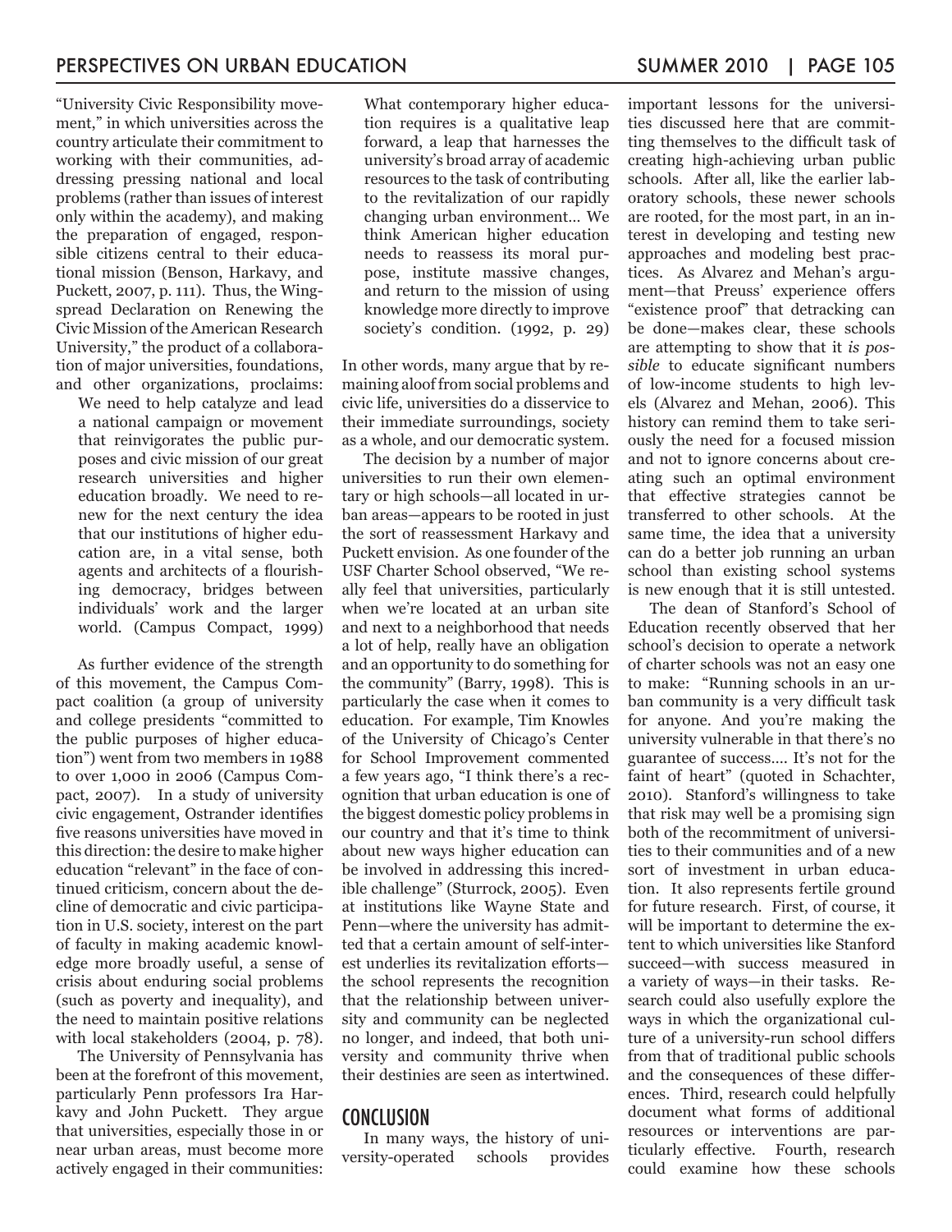"University Civic Responsibility movement," in which universities across the country articulate their commitment to working with their communities, addressing pressing national and local problems (rather than issues of interest only within the academy), and making the preparation of engaged, responsible citizens central to their educational mission (Benson, Harkavy, and Puckett, 2007, p. 111). Thus, the Wingspread Declaration on Renewing the Civic Mission of the American Research University," the product of a collaboration of major universities, foundations, and other organizations, proclaims:

> We need to help catalyze and lead a national campaign or movement that reinvigorates the public purposes and civic mission of our great research universities and higher education broadly. We need to renew for the next century the idea that our institutions of higher education are, in a vital sense, both agents and architects of a flourishing democracy, bridges between individuals' work and the larger world. (Campus Compact, 1999)

As further evidence of the strength of this movement, the Campus Compact coalition (a group of university and college presidents "committed to the public purposes of higher education") went from two members in 1988 to over 1,000 in 2006 (Campus Compact, 2007). In a study of university civic engagement, Ostrander identifies five reasons universities have moved in this direction: the desire to make higher education "relevant" in the face of continued criticism, concern about the decline of democratic and civic participation in U.S. society, interest on the part of faculty in making academic knowledge more broadly useful, a sense of crisis about enduring social problems (such as poverty and inequality), and the need to maintain positive relations with local stakeholders (2004, p. 78).

The University of Pennsylvania has been at the forefront of this movement, particularly Penn professors Ira Harkavy and John Puckett. They argue that universities, especially those in or near urban areas, must become more actively engaged in their communities:

> What contemporary higher education requires is a qualitative leap forward, a leap that harnesses the university's broad array of academic resources to the task of contributing to the revitalization of our rapidly changing urban environment… We think American higher education needs to reassess its moral purpose, institute massive changes, and return to the mission of using knowledge more directly to improve society's condition. (1992, p. 29)

In other words, many argue that by remaining aloof from social problems and civic life, universities do a disservice to their immediate surroundings, society as a whole, and our democratic system.

The decision by a number of major universities to run their own elementary or high schools—all located in urban areas—appears to be rooted in just the sort of reassessment Harkavy and Puckett envision. As one founder of the USF Charter School observed, "We really feel that universities, particularly when we're located at an urban site and next to a neighborhood that needs a lot of help, really have an obligation and an opportunity to do something for the community" (Barry, 1998). This is particularly the case when it comes to education. For example, Tim Knowles of the University of Chicago's Center for School Improvement commented a few years ago, "I think there's a recognition that urban education is one of the biggest domestic policy problems in our country and that it's time to think about new ways higher education can be involved in addressing this incredible challenge" (Sturrock, 2005). Even at institutions like Wayne State and Penn—where the university has admitted that a certain amount of self-interest underlies its revitalization efforts—the school represents the recognition that the relationship between university and community can be neglected no longer, and indeed, that both university and community thrive when their destinies are seen as intertwined.

## CONCLUSION

In many ways, the history of university-operated schools provides important lessons for the universities discussed here that are committing themselves to the difficult task of creating high-achieving urban public schools. After all, like the earlier laboratory schools, these newer schools are rooted, for the most part, in an interest in developing and testing new approaches and modeling best practices. As Alvarez and Mehan's argument—that Preuss' experience offers "existence proof" that detracking can be done—makes clear, these schools are attempting to show that it *is possible* to educate significant numbers of low-income students to high levels (Alvarez and Mehan, 2006). This history can remind them to take seriously the need for a focused mission and not to ignore concerns about creating such an optimal environment that effective strategies cannot be transferred to other schools. At the same time, the idea that a university can do a better job running an urban school than existing school systems is new enough that it is still untested.

The dean of Stanford's School of Education recently observed that her school's decision to operate a network of charter schools was not an easy one to make: "Running schools in an urban community is a very difficult task for anyone. And you're making the university vulnerable in that there's no guarantee of success.... It's not for the faint of heart" (quoted in Schachter, 2010). Stanford's willingness to take that risk may well be a promising sign both of the recommitment of universities to their communities and of a new sort of investment in urban education. It also represents fertile ground for future research. First, of course, it will be important to determine the extent to which universities like Stanford succeed—with success measured in a variety of ways—in their tasks. Research could also usefully explore the ways in which the organizational culture of a university-run school differs from that of traditional public schools and the consequences of these differences. Third, research could helpfully document what forms of additional resources or interventions are particularly effective. Fourth, research could examine how these schools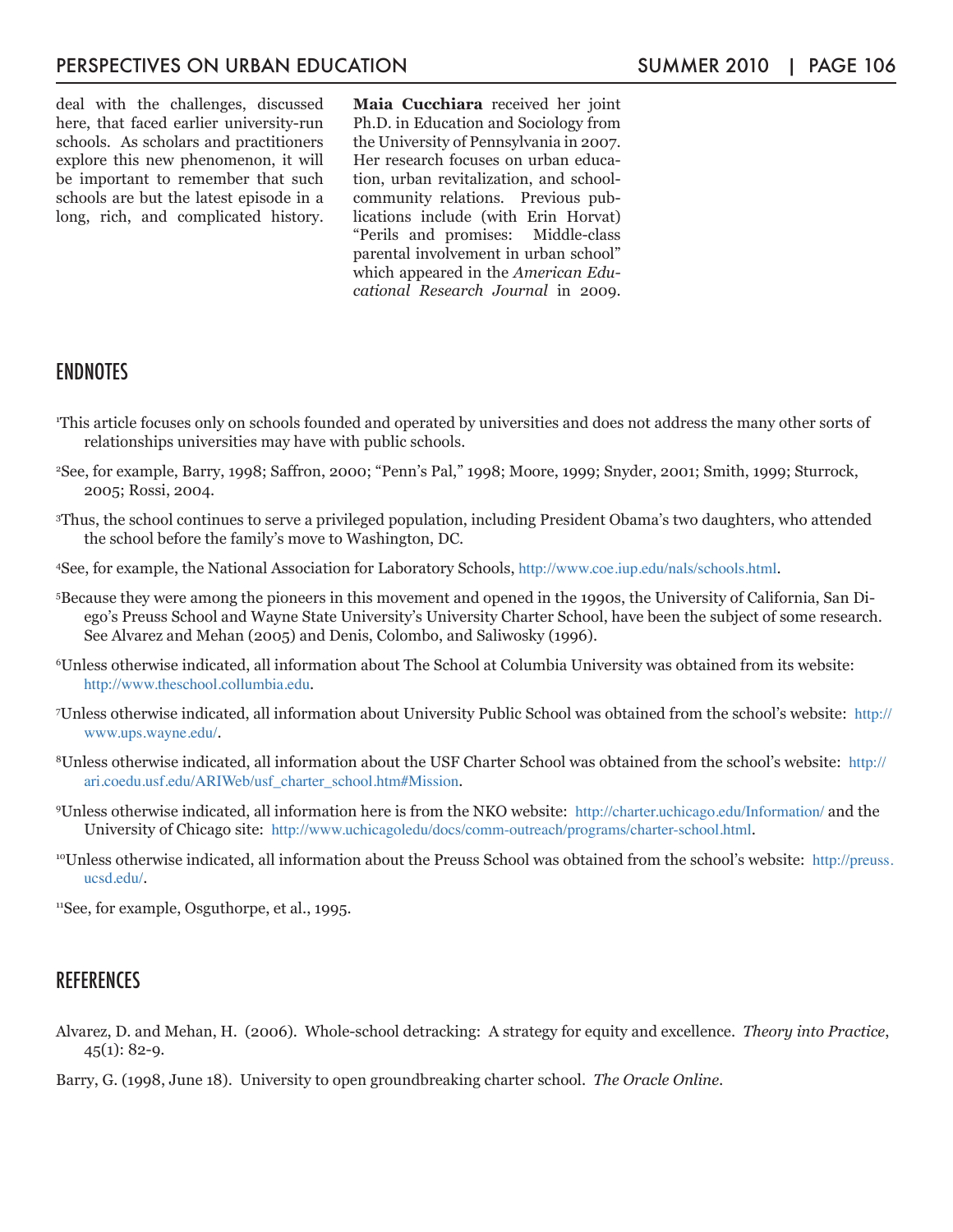deal with the challenges, discussed here, that faced earlier university-run schools. As scholars and practitioners explore this new phenomenon, it will be important to remember that such schools are but the latest episode in a long, rich, and complicated history.

**Maia Cucchiara** received her joint Ph.D. in Education and Sociology from the University of Pennsylvania in 2007. Her research focuses on urban education, urban revitalization, and school-community relations. Previous publications include (with Erin Horvat) "Perils and promises: Middle-class parental involvement in urban school" which appeared in the *American Educational Research Journal* in 2009.

## ENDNOTES

[1]This article focuses only on schools founded and operated by universities and does not address the many other sorts of relationships universities may have with public schools.

[2]See, for example, Barry, 1998; Saffron, 2000; "Penn's Pal," 1998; Moore, 1999; Snyder, 2001; Smith, 1999; Sturrock, 2005; Rossi, 2004.

[3]Thus, the school continues to serve a privileged population, including President Obama's two daughters, who attended the school before the family's move to Washington, DC.

[4]See, for example, the National Association for Laboratory Schools, http://www.coe.iup.edu/nals/schools.html.

[5]Because they were among the pioneers in this movement and opened in the 1990s, the University of California, San Diego's Preuss School and Wayne State University's University Charter School, have been the subject of some research. See Alvarez and Mehan (2005) and Denis, Colombo, and Saliwosky (1996).

[6]Unless otherwise indicated, all information about The School at Columbia University was obtained from its website: http://www.theschool.collumbia.edu.

[7]Unless otherwise indicated, all information about University Public School was obtained from the school's website: http://www.ups.wayne.edu/.

[8]Unless otherwise indicated, all information about the USF Charter School was obtained from the school's website: http://ari.coedu.usf.edu/ARIWeb/usf_charter_school.htm#Mission.

[9]Unless otherwise indicated, all information here is from the NKO website: http://charter.uchicago.edu/Information/ and the University of Chicago site: http://www.uchicagoledu/docs/comm-outreach/programs/charter-school.html.

[10]Unless otherwise indicated, all information about the Preuss School was obtained from the school's website: http://preuss.ucsd.edu/.

[11]See, for example, Osguthorpe, et al., 1995.

## REFERENCES

Alvarez, D. and Mehan, H. (2006). Whole-school detracking: A strategy for equity and excellence. *Theory into Practice*, 45(1): 82-9.

Barry, G. (1998, June 18). University to open groundbreaking charter school. *The Oracle Online*.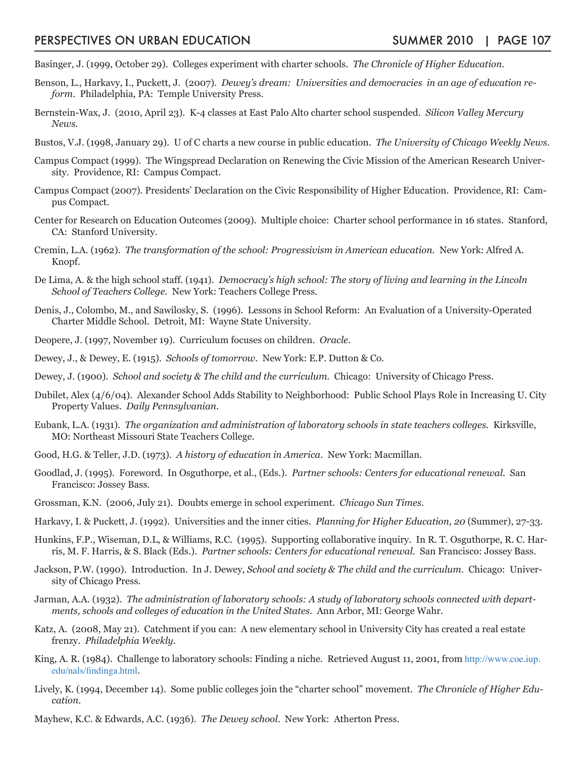Basinger, J. (1999, October 29). Colleges experiment with charter schools. *The Chronicle of Higher Education.*

Benson, L., Harkavy, I., Puckett, J. (2007). *Dewey's dream: Universities and democracies in an age of education reform.* Philadelphia, PA: Temple University Press.

Bernstein-Wax, J. (2010, April 23). K-4 classes at East Palo Alto charter school suspended. *Silicon Valley Mercury News.*

Bustos, V.J. (1998, January 29). U of C charts a new course in public education. *The University of Chicago Weekly News.*

Campus Compact (1999). The Wingspread Declaration on Renewing the Civic Mission of the American Research University. Providence, RI: Campus Compact.

Campus Compact (2007). Presidents' Declaration on the Civic Responsibility of Higher Education. Providence, RI: Campus Compact.

Center for Research on Education Outcomes (2009). Multiple choice: Charter school performance in 16 states. Stanford, CA: Stanford University.

Cremin, L.A. (1962). *The transformation of the school: Progressivism in American education.* New York: Alfred A. Knopf.

De Lima, A. & the high school staff. (1941). *Democracy's high school: The story of living and learning in the Lincoln School of Teachers College.* New York: Teachers College Press.

Denis, J., Colombo, M., and Sawilosky, S. (1996). Lessons in School Reform: An Evaluation of a University-Operated Charter Middle School. Detroit, MI: Wayne State University.

Deopere, J. (1997, November 19). Curriculum focuses on children. *Oracle.*

Dewey, J., & Dewey, E. (1915). *Schools of tomorrow.* New York: E.P. Dutton & Co.

Dewey, J. (1900). *School and society & The child and the curriculum.* Chicago: University of Chicago Press.

Dubilet, Alex (4/6/04). Alexander School Adds Stability to Neighborhood: Public School Plays Role in Increasing U. City Property Values. *Daily Pennsylvanian.*

Eubank, L.A. (1931). *The organization and administration of laboratory schools in state teachers colleges.* Kirksville, MO: Northeast Missouri State Teachers College.

Good, H.G. & Teller, J.D. (1973). *A history of education in America.* New York: Macmillan.

Goodlad, J. (1995). Foreword. In Osguthorpe, et al., (Eds.). *Partner schools: Centers for educational renewal.* San Francisco: Jossey Bass.

Grossman, K.N. (2006, July 21). Doubts emerge in school experiment. *Chicago Sun Times.*

Harkavy, I. & Puckett, J. (1992). Universities and the inner cities. *Planning for Higher Education, 20* (Summer), 27-33.

Hunkins, F.P., Wiseman, D.L, & Williams, R.C. (1995). Supporting collaborative inquiry. In R. T. Osguthorpe, R. C. Harris, M. F. Harris, & S. Black (Eds.). *Partner schools: Centers for educational renewal.* San Francisco: Jossey Bass.

Jackson, P.W. (1990). Introduction. In J. Dewey, *School and society & The child and the curriculum.* Chicago: University of Chicago Press.

Jarman, A.A. (1932). *The administration of laboratory schools: A study of laboratory schools connected with departments, schools and colleges of education in the United States.* Ann Arbor, MI: George Wahr.

Katz, A. (2008, May 21). Catchment if you can: A new elementary school in University City has created a real estate frenzy. *Philadelphia Weekly.*

King, A. R. (1984). Challenge to laboratory schools: Finding a niche. Retrieved August 11, 2001, from http://www.coe.iup.edu/nals/findinga.html.

Lively, K. (1994, December 14). Some public colleges join the "charter school" movement. *The Chronicle of Higher Education.*

Mayhew, K.C. & Edwards, A.C. (1936). *The Dewey school.* New York: Atherton Press.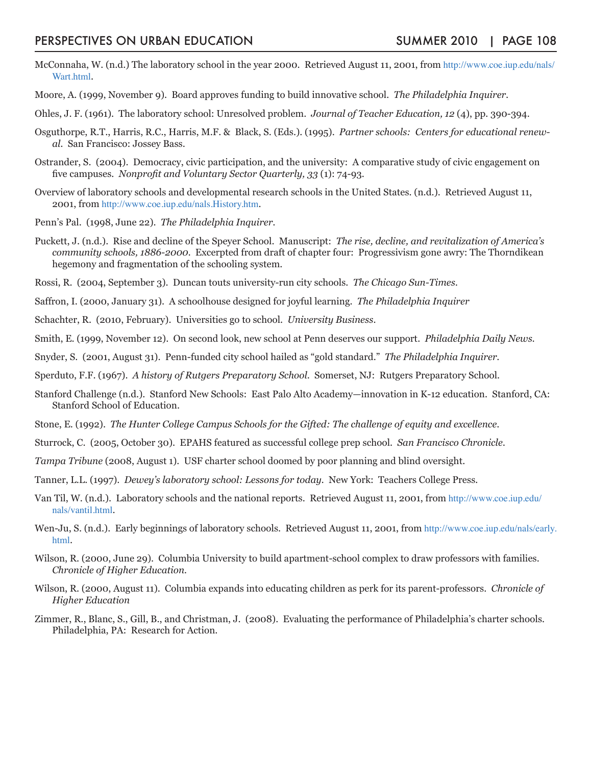McConnaha, W. (n.d.) The laboratory school in the year 2000. Retrieved August 11, 2001, from http://www.coe.iup.edu/nals/Wart.html.

Moore, A. (1999, November 9). Board approves funding to build innovative school. *The Philadelphia Inquirer*.

Ohles, J. F. (1961). The laboratory school: Unresolved problem. *Journal of Teacher Education, 12* (4), pp. 390-394.

Osguthorpe, R.T., Harris, R.C., Harris, M.F. & Black, S. (Eds.). (1995). *Partner schools: Centers for educational renewal*. San Francisco: Jossey Bass.

Ostrander, S. (2004). Democracy, civic participation, and the university: A comparative study of civic engagement on five campuses. *Nonprofit and Voluntary Sector Quarterly, 33* (1): 74-93.

Overview of laboratory schools and developmental research schools in the United States. (n.d.). Retrieved August 11, 2001, from http://www.coe.iup.edu/nals.History.htm.

Penn's Pal. (1998, June 22). *The Philadelphia Inquirer*.

Puckett, J. (n.d.). Rise and decline of the Speyer School. Manuscript: *The rise, decline, and revitalization of America's community schools, 1886-2000*. Excerpted from draft of chapter four: Progressivism gone awry: The Thorndikean hegemony and fragmentation of the schooling system.

Rossi, R. (2004, September 3). Duncan touts university-run city schools. *The Chicago Sun-Times*.

Saffron, I. (2000, January 31). A schoolhouse designed for joyful learning. *The Philadelphia Inquirer*

Schachter, R. (2010, February). Universities go to school. *University Business*.

Smith, E. (1999, November 12). On second look, new school at Penn deserves our support. *Philadelphia Daily News*.

Snyder, S. (2001, August 31). Penn-funded city school hailed as "gold standard." *The Philadelphia Inquirer*.

Sperduto, F.F. (1967). *A history of Rutgers Preparatory School*. Somerset, NJ: Rutgers Preparatory School.

Stanford Challenge (n.d.). Stanford New Schools: East Palo Alto Academy—innovation in K-12 education. Stanford, CA: Stanford School of Education.

Stone, E. (1992). *The Hunter College Campus Schools for the Gifted: The challenge of equity and excellence*.

Sturrock, C. (2005, October 30). EPAHS featured as successful college prep school. *San Francisco Chronicle*.

*Tampa Tribune* (2008, August 1). USF charter school doomed by poor planning and blind oversight.

Tanner, L.L. (1997). *Dewey's laboratory school: Lessons for today*. New York: Teachers College Press.

Van Til, W. (n.d.). Laboratory schools and the national reports. Retrieved August 11, 2001, from http://www.coe.iup.edu/nals/vantil.html.

Wen-Ju, S. (n.d.). Early beginnings of laboratory schools. Retrieved August 11, 2001, from http://www.coe.iup.edu/nals/early.html.

Wilson, R. (2000, June 29). Columbia University to build apartment-school complex to draw professors with families. *Chronicle of Higher Education*.

Wilson, R. (2000, August 11). Columbia expands into educating children as perk for its parent-professors. *Chronicle of Higher Education*

Zimmer, R., Blanc, S., Gill, B., and Christman, J. (2008). Evaluating the performance of Philadelphia's charter schools. Philadelphia, PA: Research for Action.